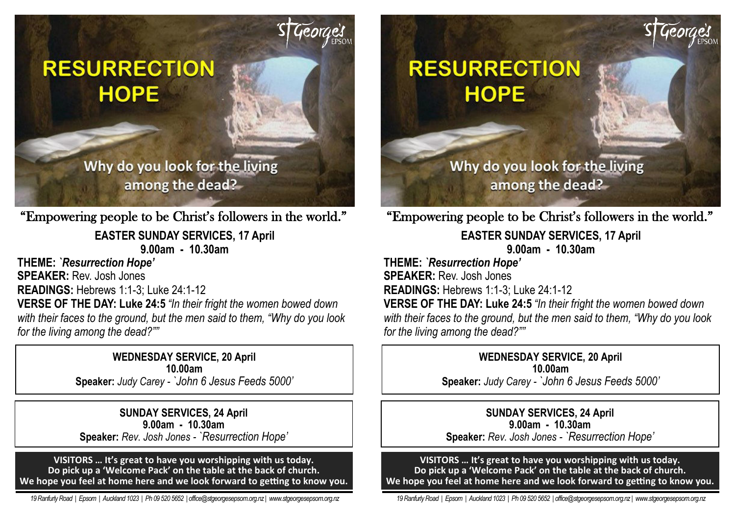# RESURRECTION HOPE

Why do you look for the living among the dead?

St George's EPSOM

"Empowering people to be Christ's followers in the world."

**EASTER SUNDAY SERVICES, 17 April**
**9.00am - 10.30am**

**THEME:** *`Resurrection Hope'*
**SPEAKER:** Rev. Josh Jones
**READINGS:** Hebrews 1:1-3; Luke 24:1-12
**VERSE OF THE DAY: Luke 24:5** *"In their fright the women bowed down with their faces to the ground, but the men said to them, "Why do you look for the living among the dead?""*

**WEDNESDAY SERVICE, 20 April**
**10.00am**
**Speaker:** *Judy Carey - `John 6 Jesus Feeds 5000'*

**SUNDAY SERVICES, 24 April**
**9.00am - 10.30am**
**Speaker:** *Rev. Josh Jones - `Resurrection Hope'*

**VISITORS … It's great to have you worshipping with us today.**
**Do pick up a 'Welcome Pack' on the table at the back of church.**
**We hope you feel at home here and we look forward to getting to know you.**

*19 Ranfurly Road | Epsom | Auckland 1023 | Ph 09 520 5652 | office@stgeorgesepsom.org.nz | www.stgeorgesepsom.org.nz*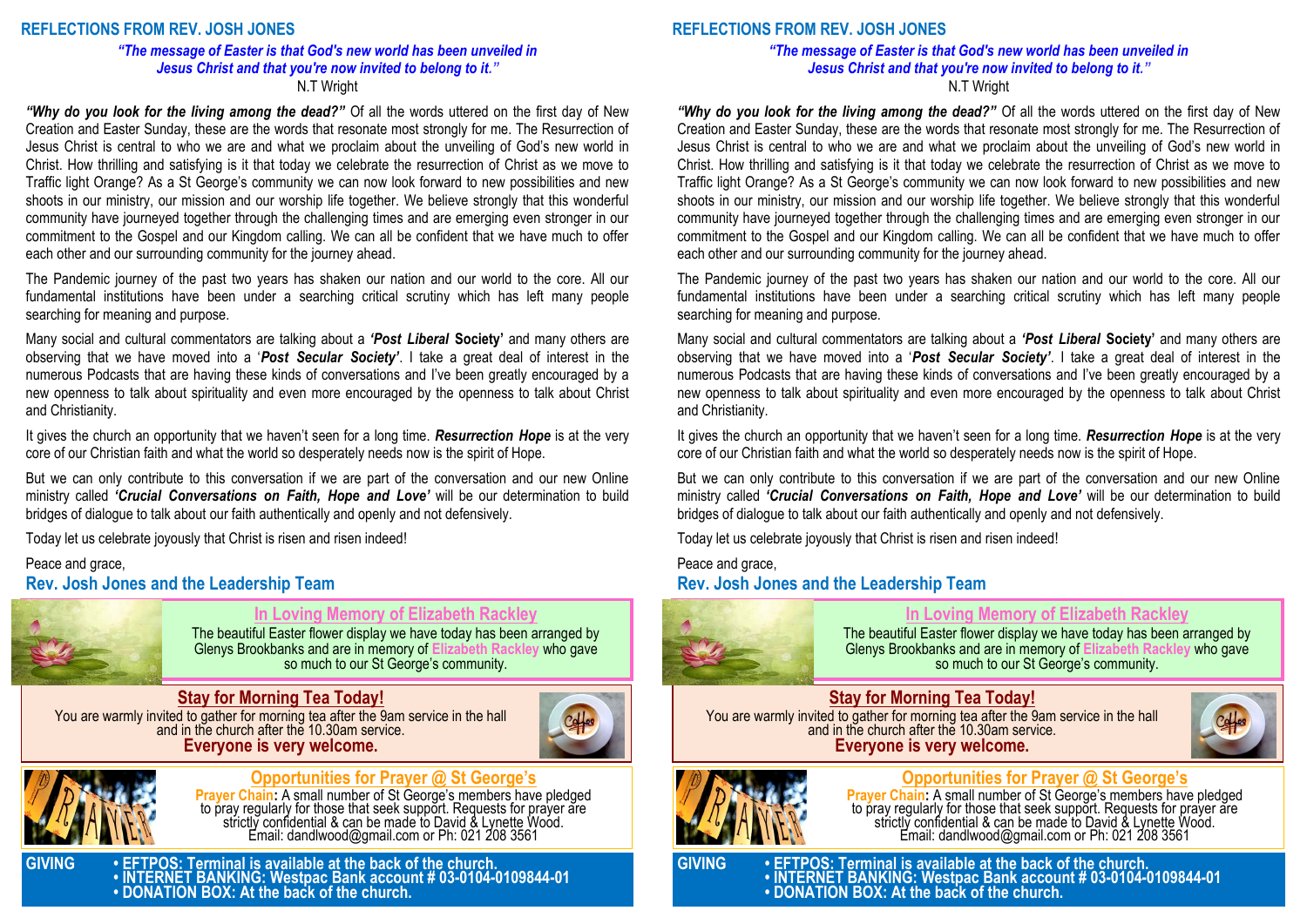## REFLECTIONS FROM REV. JOSH JONES

***"The message of Easter is that God's new world has been unveiled in Jesus Christ and that you're now invited to belong to it."***
N.T Wright

***"Why do you look for the living among the dead?"*** Of all the words uttered on the first day of New Creation and Easter Sunday, these are the words that resonate most strongly for me. The Resurrection of Jesus Christ is central to who we are and what we proclaim about the unveiling of God's new world in Christ. How thrilling and satisfying is it that today we celebrate the resurrection of Christ as we move to Traffic light Orange? As a St George's community we can now look forward to new possibilities and new shoots in our ministry, our mission and our worship life together. We believe strongly that this wonderful community have journeyed together through the challenging times and are emerging even stronger in our commitment to the Gospel and our Kingdom calling. We can all be confident that we have much to offer each other and our surrounding community for the journey ahead.

The Pandemic journey of the past two years has shaken our nation and our world to the core. All our fundamental institutions have been under a searching critical scrutiny which has left many people searching for meaning and purpose.

Many social and cultural commentators are talking about a ***'Post Liberal* Society'** and many others are observing that we have moved into a '***Post Secular Society'***. I take a great deal of interest in the numerous Podcasts that are having these kinds of conversations and I've been greatly encouraged by a new openness to talk about spirituality and even more encouraged by the openness to talk about Christ and Christianity.

It gives the church an opportunity that we haven't seen for a long time. ***Resurrection Hope*** is at the very core of our Christian faith and what the world so desperately needs now is the spirit of Hope.

But we can only contribute to this conversation if we are part of the conversation and our new Online ministry called ***'Crucial Conversations on Faith, Hope and Love'*** will be our determination to build bridges of dialogue to talk about our faith authentically and openly and not defensively.

Today let us celebrate joyously that Christ is risen and risen indeed!

Peace and grace,

**Rev. Josh Jones and the Leadership Team**

### In Loving Memory of Elizabeth Rackley

The beautiful Easter flower display we have today has been arranged by Glenys Brookbanks and are in memory of Elizabeth Rackley who gave so much to our St George's community.

### Stay for Morning Tea Today!

You are warmly invited to gather for morning tea after the 9am service in the hall and in the church after the 10.30am service.
**Everyone is very welcome.**

### Opportunities for Prayer @ St George's

**Prayer Chain:** A small number of St George's members have pledged to pray regularly for those that seek support. Requests for prayer are strictly confidential & can be made to David & Lynette Wood. Email: dandlwood@gmail.com or Ph: 021 208 3561

**GIVING**
- **EFTPOS: Terminal is available at the back of the church.**
- **INTERNET BANKING: Westpac Bank account # 03-0104-0109844-01**
- **DONATION BOX: At the back of the church.**

## REFLECTIONS FROM REV. JOSH JONES

***"The message of Easter is that God's new world has been unveiled in Jesus Christ and that you're now invited to belong to it."***
N.T Wright

***"Why do you look for the living among the dead?"*** Of all the words uttered on the first day of New Creation and Easter Sunday, these are the words that resonate most strongly for me. The Resurrection of Jesus Christ is central to who we are and what we proclaim about the unveiling of God's new world in Christ. How thrilling and satisfying is it that today we celebrate the resurrection of Christ as we move to Traffic light Orange? As a St George's community we can now look forward to new possibilities and new shoots in our ministry, our mission and our worship life together. We believe strongly that this wonderful community have journeyed together through the challenging times and are emerging even stronger in our commitment to the Gospel and our Kingdom calling. We can all be confident that we have much to offer each other and our surrounding community for the journey ahead.

The Pandemic journey of the past two years has shaken our nation and our world to the core. All our fundamental institutions have been under a searching critical scrutiny which has left many people searching for meaning and purpose.

Many social and cultural commentators are talking about a ***'Post Liberal* Society'** and many others are observing that we have moved into a '***Post Secular Society'***. I take a great deal of interest in the numerous Podcasts that are having these kinds of conversations and I've been greatly encouraged by a new openness to talk about spirituality and even more encouraged by the openness to talk about Christ and Christianity.

It gives the church an opportunity that we haven't seen for a long time. ***Resurrection Hope*** is at the very core of our Christian faith and what the world so desperately needs now is the spirit of Hope.

But we can only contribute to this conversation if we are part of the conversation and our new Online ministry called ***'Crucial Conversations on Faith, Hope and Love'*** will be our determination to build bridges of dialogue to talk about our faith authentically and openly and not defensively.

Today let us celebrate joyously that Christ is risen and risen indeed!

Peace and grace,

**Rev. Josh Jones and the Leadership Team**

### In Loving Memory of Elizabeth Rackley

The beautiful Easter flower display we have today has been arranged by Glenys Brookbanks and are in memory of Elizabeth Rackley who gave so much to our St George's community.

### Stay for Morning Tea Today!

You are warmly invited to gather for morning tea after the 9am service in the hall and in the church after the 10.30am service.
**Everyone is very welcome.**

### Opportunities for Prayer @ St George's

**Prayer Chain:** A small number of St George's members have pledged to pray regularly for those that seek support. Requests for prayer are strictly confidential & can be made to David & Lynette Wood. Email: dandlwood@gmail.com or Ph: 021 208 3561

**GIVING**
- **EFTPOS: Terminal is available at the back of the church.**
- **INTERNET BANKING: Westpac Bank account # 03-0104-0109844-01**
- **DONATION BOX: At the back of the church.**